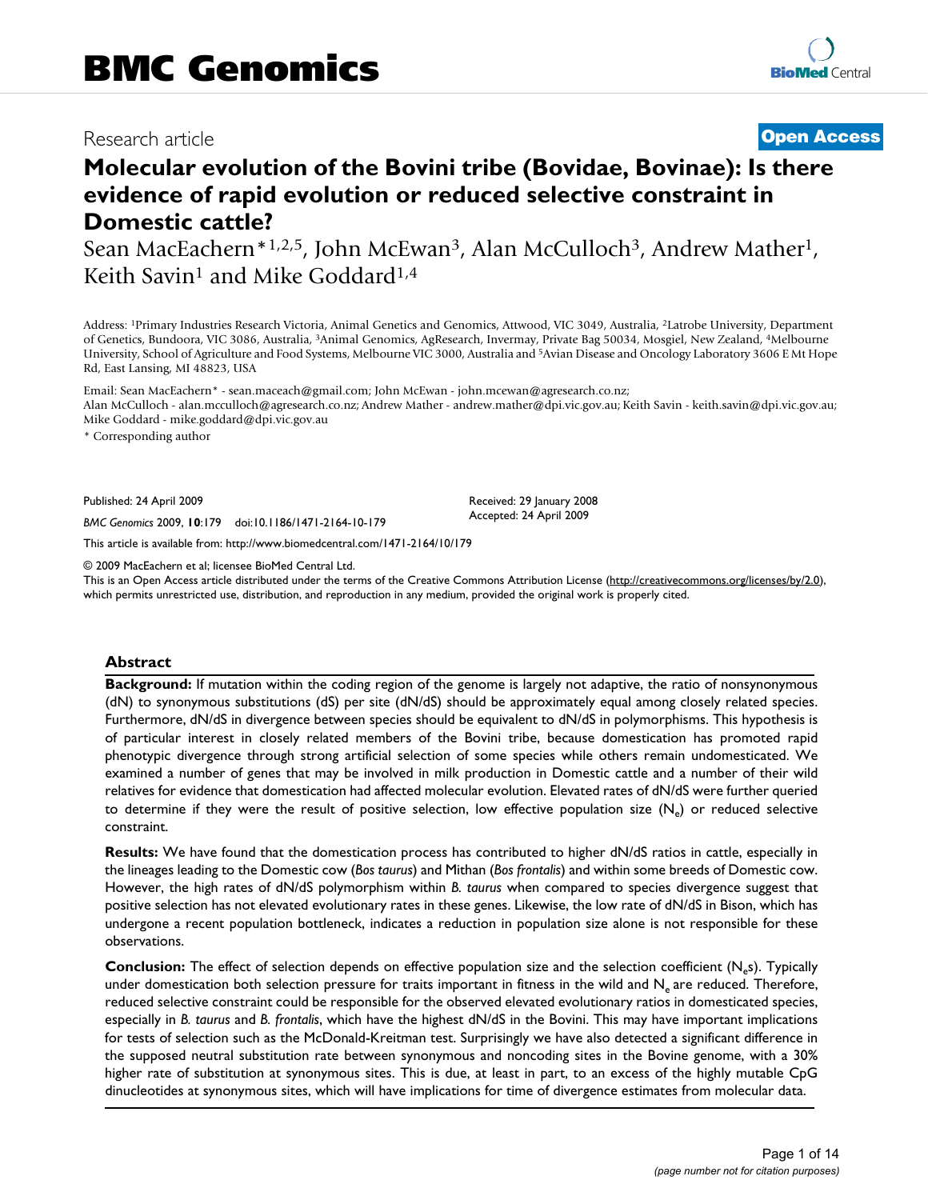BMC Genomics

Research article

**Open Access**

# Molecular evolution of the Bovini tribe (Bovidae, Bovinae): Is there evidence of rapid evolution or reduced selective constraint in Domestic cattle?

Sean MacEachern*[1,2,5], John McEwan[3], Alan McCulloch[3], Andrew Mather[1], Keith Savin[1] and Mike Goddard[1,4]

Address: [1]Primary Industries Research Victoria, Animal Genetics and Genomics, Attwood, VIC 3049, Australia, [2]Latrobe University, Department of Genetics, Bundoora, VIC 3086, Australia, [3]Animal Genomics, AgResearch, Invermay, Private Bag 50034, Mosgiel, New Zealand, [4]Melbourne University, School of Agriculture and Food Systems, Melbourne VIC 3000, Australia and [5]Avian Disease and Oncology Laboratory 3606 E Mt Hope Rd, East Lansing, MI 48823, USA

Email: Sean MacEachern* - sean.maceach@gmail.com; John McEwan - john.mcewan@agresearch.co.nz; Alan McCulloch - alan.mcculloch@agresearch.co.nz; Andrew Mather - andrew.mather@dpi.vic.gov.au; Keith Savin - keith.savin@dpi.vic.gov.au; Mike Goddard - mike.goddard@dpi.vic.gov.au

* Corresponding author

Published: 24 April 2009

*BMC Genomics* 2009, **10**:179 doi:10.1186/1471-2164-10-179

Received: 29 January 2008
Accepted: 24 April 2009

This article is available from: http://www.biomedcentral.com/1471-2164/10/179

© 2009 MacEachern et al; licensee BioMed Central Ltd.
This is an Open Access article distributed under the terms of the Creative Commons Attribution License (http://creativecommons.org/licenses/by/2.0), which permits unrestricted use, distribution, and reproduction in any medium, provided the original work is properly cited.

## Abstract

**Background:** If mutation within the coding region of the genome is largely not adaptive, the ratio of nonsynonymous (dN) to synonymous substitutions (dS) per site (dN/dS) should be approximately equal among closely related species. Furthermore, dN/dS in divergence between species should be equivalent to dN/dS in polymorphisms. This hypothesis is of particular interest in closely related members of the Bovini tribe, because domestication has promoted rapid phenotypic divergence through strong artificial selection of some species while others remain undomesticated. We examined a number of genes that may be involved in milk production in Domestic cattle and a number of their wild relatives for evidence that domestication had affected molecular evolution. Elevated rates of dN/dS were further queried to determine if they were the result of positive selection, low effective population size ($N_e$) or reduced selective constraint.

**Results:** We have found that the domestication process has contributed to higher dN/dS ratios in cattle, especially in the lineages leading to the Domestic cow (*Bos taurus*) and Mithan (*Bos frontalis*) and within some breeds of Domestic cow. However, the high rates of dN/dS polymorphism within *B. taurus* when compared to species divergence suggest that positive selection has not elevated evolutionary rates in these genes. Likewise, the low rate of dN/dS in Bison, which has undergone a recent population bottleneck, indicates a reduction in population size alone is not responsible for these observations.

**Conclusion:** The effect of selection depends on effective population size and the selection coefficient ($N_e$s). Typically under domestication both selection pressure for traits important in fitness in the wild and $N_e$ are reduced. Therefore, reduced selective constraint could be responsible for the observed elevated evolutionary ratios in domesticated species, especially in *B. taurus* and *B. frontalis*, which have the highest dN/dS in the Bovini. This may have important implications for tests of selection such as the McDonald-Kreitman test. Surprisingly we have also detected a significant difference in the supposed neutral substitution rate between synonymous and noncoding sites in the Bovine genome, with a 30% higher rate of substitution at synonymous sites. This is due, at least in part, to an excess of the highly mutable CpG dinucleotides at synonymous sites, which will have implications for time of divergence estimates from molecular data.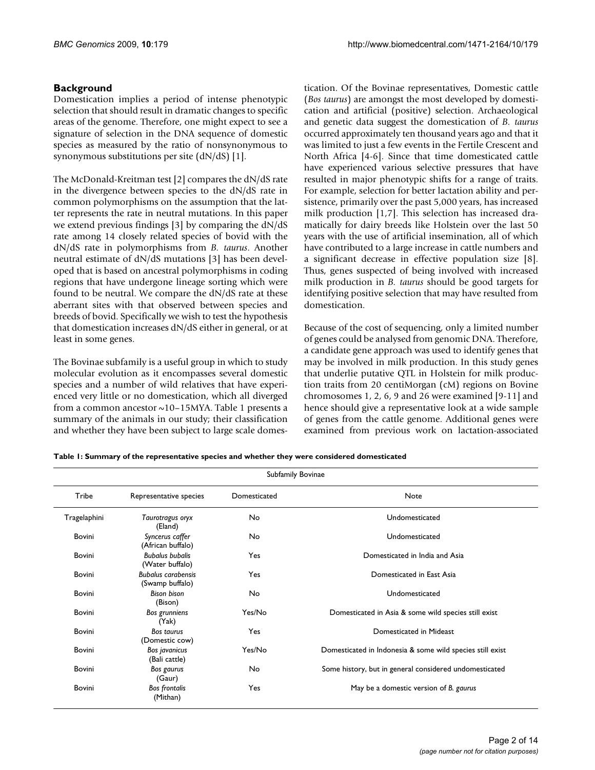## Background

Domestication implies a period of intense phenotypic selection that should result in dramatic changes to specific areas of the genome. Therefore, one might expect to see a signature of selection in the DNA sequence of domestic species as measured by the ratio of nonsynonymous to synonymous substitutions per site (dN/dS) [1].

The McDonald-Kreitman test [2] compares the dN/dS rate in the divergence between species to the dN/dS rate in common polymorphisms on the assumption that the latter represents the rate in neutral mutations. In this paper we extend previous findings [3] by comparing the dN/dS rate among 14 closely related species of bovid with the dN/dS rate in polymorphisms from *B. taurus*. Another neutral estimate of dN/dS mutations [3] has been developed that is based on ancestral polymorphisms in coding regions that have undergone lineage sorting which were found to be neutral. We compare the dN/dS rate at these aberrant sites with that observed between species and breeds of bovid. Specifically we wish to test the hypothesis that domestication increases dN/dS either in general, or at least in some genes.

The Bovinae subfamily is a useful group in which to study molecular evolution as it encompasses several domestic species and a number of wild relatives that have experienced very little or no domestication, which all diverged from a common ancestor ~10–15MYA. Table 1 presents a summary of the animals in our study; their classification and whether they have been subject to large scale domestication. Of the Bovinae representatives, Domestic cattle (*Bos taurus*) are amongst the most developed by domestication and artificial (positive) selection. Archaeological and genetic data suggest the domestication of *B. taurus* occurred approximately ten thousand years ago and that it was limited to just a few events in the Fertile Crescent and North Africa [4-6]. Since that time domesticated cattle have experienced various selective pressures that have resulted in major phenotypic shifts for a range of traits. For example, selection for better lactation ability and persistence, primarily over the past 5,000 years, has increased milk production [1,7]. This selection has increased dramatically for dairy breeds like Holstein over the last 50 years with the use of artificial insemination, all of which have contributed to a large increase in cattle numbers and a significant decrease in effective population size [8]. Thus, genes suspected of being involved with increased milk production in *B. taurus* should be good targets for identifying positive selection that may have resulted from domestication.

Because of the cost of sequencing, only a limited number of genes could be analysed from genomic DNA. Therefore, a candidate gene approach was used to identify genes that may be involved in milk production. In this study genes that underlie putative QTL in Holstein for milk production traits from 20 centiMorgan (cM) regions on Bovine chromosomes 1, 2, 6, 9 and 26 were examined [9-11] and hence should give a representative look at a wide sample of genes from the cattle genome. Additional genes were examined from previous work on lactation-associated

**Table 1: Summary of the representative species and whether they were considered domesticated**

| Subfamily Bovinae | | | |
|---|---|---|---|
| Tribe | Representative species | Domesticated | Note |
| Tragelaphini | *Taurotragus oryx* (Eland) | No | Undomesticated |
| Bovini | *Syncerus caffer* (African buffalo) | No | Undomesticated |
| Bovini | *Bubalus bubalis* (Water buffalo) | Yes | Domesticated in India and Asia |
| Bovini | *Bubalus carabensis* (Swamp buffalo) | Yes | Domesticated in East Asia |
| Bovini | *Bison bison* (Bison) | No | Undomesticated |
| Bovini | *Bos grunniens* (Yak) | Yes/No | Domesticated in Asia & some wild species still exist |
| Bovini | *Bos taurus* (Domestic cow) | Yes | Domesticated in Mideast |
| Bovini | *Bos javanicus* (Bali cattle) | Yes/No | Domesticated in Indonesia & some wild species still exist |
| Bovini | *Bos gaurus* (Gaur) | No | Some history, but in general considered undomesticated |
| Bovini | *Bos frontalis* (Mithan) | Yes | May be a domestic version of *B. gaurus* |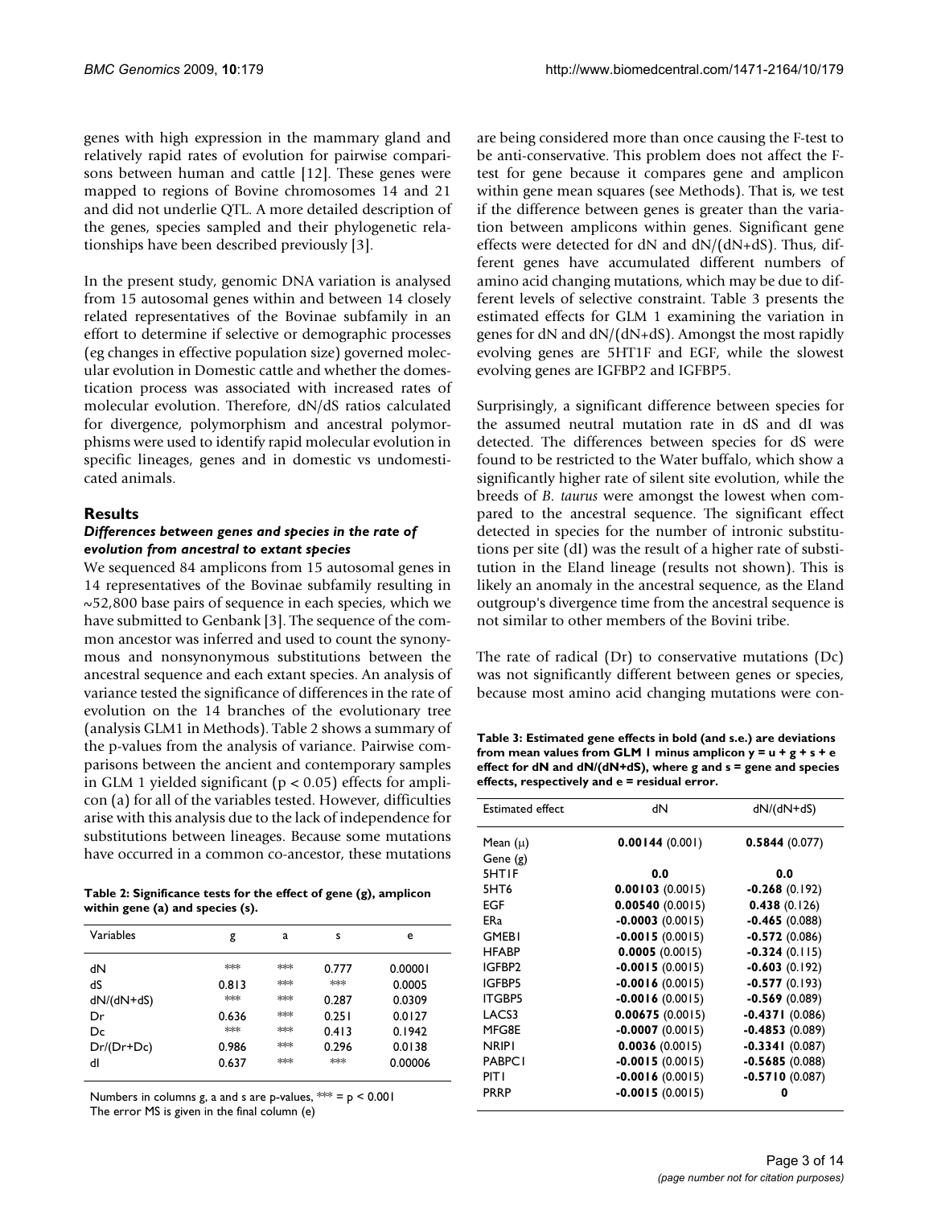genes with high expression in the mammary gland and relatively rapid rates of evolution for pairwise comparisons between human and cattle [12]. These genes were mapped to regions of Bovine chromosomes 14 and 21 and did not underlie QTL. A more detailed description of the genes, species sampled and their phylogenetic relationships have been described previously [3].

In the present study, genomic DNA variation is analysed from 15 autosomal genes within and between 14 closely related representatives of the Bovinae subfamily in an effort to determine if selective or demographic processes (eg changes in effective population size) governed molecular evolution in Domestic cattle and whether the domestication process was associated with increased rates of molecular evolution. Therefore, dN/dS ratios calculated for divergence, polymorphism and ancestral polymorphisms were used to identify rapid molecular evolution in specific lineages, genes and in domestic vs undomesticated animals.

## Results

### *Differences between genes and species in the rate of evolution from ancestral to extant species*

We sequenced 84 amplicons from 15 autosomal genes in 14 representatives of the Bovinae subfamily resulting in ~52,800 base pairs of sequence in each species, which we have submitted to Genbank [3]. The sequence of the common ancestor was inferred and used to count the synonymous and nonsynonymous substitutions between the ancestral sequence and each extant species. An analysis of variance tested the significance of differences in the rate of evolution on the 14 branches of the evolutionary tree (analysis GLM1 in Methods). Table 2 shows a summary of the p-values from the analysis of variance. Pairwise comparisons between the ancient and contemporary samples in GLM 1 yielded significant ($p < 0.05$) effects for amplicon (a) for all of the variables tested. However, difficulties arise with this analysis due to the lack of independence for substitutions between lineages. Because some mutations have occurred in a common co-ancestor, these mutations are being considered more than once causing the F-test to be anti-conservative. This problem does not affect the F-test for gene because it compares gene and amplicon within gene mean squares (see Methods). That is, we test if the difference between genes is greater than the variation between amplicons within genes. Significant gene effects were detected for dN and dN/(dN+dS). Thus, different genes have accumulated different numbers of amino acid changing mutations, which may be due to different levels of selective constraint. Table 3 presents the estimated effects for GLM 1 examining the variation in genes for dN and dN/(dN+dS). Amongst the most rapidly evolving genes are 5HT1F and EGF, while the slowest evolving genes are IGFBP2 and IGFBP5.

**Table 2: Significance tests for the effect of gene (g), amplicon within gene (a) and species (s).**

| Variables | g | a | s | e |
|---|---|---|---|---|
| dN | *** | *** | 0.777 | 0.00001 |
| dS | 0.813 | *** | *** | 0.0005 |
| dN/(dN+dS) | *** | *** | 0.287 | 0.0309 |
| Dr | 0.636 | *** | 0.251 | 0.0127 |
| Dc | *** | *** | 0.413 | 0.1942 |
| Dr/(Dr+Dc) | 0.986 | *** | 0.296 | 0.0138 |
| dI | 0.637 | *** | *** | 0.00006 |

Numbers in columns g, a and s are p-values, *** = $p < 0.001$
The error MS is given in the final column (e)

Surprisingly, a significant difference between species for the assumed neutral mutation rate in dS and dI was detected. The differences between species for dS were found to be restricted to the Water buffalo, which show a significantly higher rate of silent site evolution, while the breeds of *B. taurus* were amongst the lowest when compared to the ancestral sequence. The significant effect detected in species for the number of intronic substitutions per site (dI) was the result of a higher rate of substitution in the Eland lineage (results not shown). This is likely an anomaly in the ancestral sequence, as the Eland outgroup's divergence time from the ancestral sequence is not similar to other members of the Bovini tribe.

The rate of radical (Dr) to conservative mutations (Dc) was not significantly different between genes or species, because most amino acid changing mutations were con-

**Table 3: Estimated gene effects in bold (and s.e.) are deviations from mean values from GLM 1 minus amplicon y = u + g + s + e effect for dN and dN/(dN+dS), where g and s = gene and species effects, respectively and e = residual error.**

| Estimated effect | dN | dN/(dN+dS) |
|---|---|---|
| Mean ($\mu$) | **0.00144** (0.001) | **0.5844** (0.077) |
| Gene (g) | | |
| 5HT1F | **0.0** | **0.0** |
| 5HT6 | **0.00103** (0.0015) | **-0.268** (0.192) |
| EGF | **0.00540** (0.0015) | **0.438** (0.126) |
| ERa | **-0.0003** (0.0015) | **-0.465** (0.088) |
| GMEB1 | **-0.0015** (0.0015) | **-0.572** (0.086) |
| HFABP | **0.0005** (0.0015) | **-0.324** (0.115) |
| IGFBP2 | **-0.0015** (0.0015) | **-0.603** (0.192) |
| IGFBP5 | **-0.0016** (0.0015) | **-0.577** (0.193) |
| ITGBP5 | **-0.0016** (0.0015) | **-0.569** (0.089) |
| LACS3 | **0.00675** (0.0015) | **-0.4371** (0.086) |
| MFG8E | **-0.0007** (0.0015) | **-0.4853** (0.089) |
| NRIP1 | **0.0036** (0.0015) | **-0.3341** (0.087) |
| PABPC1 | **-0.0015** (0.0015) | **-0.5685** (0.088) |
| PIT1 | **-0.0016** (0.0015) | **-0.5710** (0.087) |
| PRRP | **-0.0015** (0.0015) | **0** |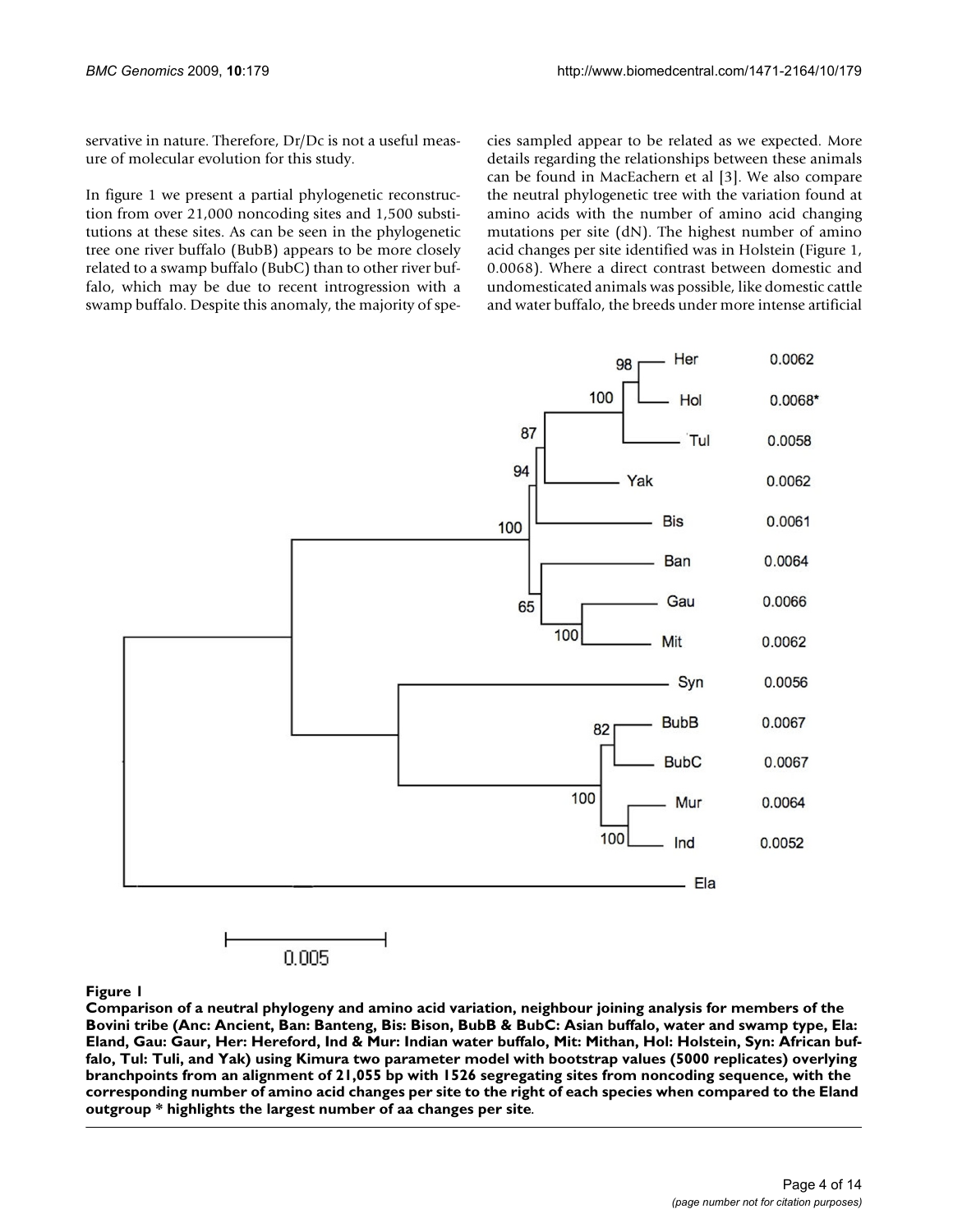servative in nature. Therefore, Dr/Dc is not a useful measure of molecular evolution for this study.

In figure 1 we present a partial phylogenetic reconstruction from over 21,000 noncoding sites and 1,500 substitutions at these sites. As can be seen in the phylogenetic tree one river buffalo (BubB) appears to be more closely related to a swamp buffalo (BubC) than to other river buffalo, which may be due to recent introgression with a swamp buffalo. Despite this anomaly, the majority of species sampled appear to be related as we expected. More details regarding the relationships between these animals can be found in MacEachern et al [3]. We also compare the neutral phylogenetic tree with the variation found at amino acids with the number of amino acid changing mutations per site (dN). The highest number of amino acid changes per site identified was in Holstein (Figure 1, 0.0068). Where a direct contrast between domestic and undomesticated animals was possible, like domestic cattle and water buffalo, the breeds under more intense artificial

**Figure 1**

**Comparison of a neutral phylogeny and amino acid variation, neighbour joining analysis for members of the Bovini tribe (Anc: Ancient, Ban: Banteng, Bis: Bison, BubB & BubC: Asian buffalo, water and swamp type, Ela: Eland, Gau: Gaur, Her: Hereford, Ind & Mur: Indian water buffalo, Mit: Mithan, Hol: Holstein, Syn: African buffalo, Tul: Tuli, and Yak) using Kimura two parameter model with bootstrap values (5000 replicates) overlying branchpoints from an alignment of 21,055 bp with 1526 segregating sites from noncoding sequence, with the corresponding number of amino acid changes per site to the right of each species when compared to the Eland outgroup * highlights the largest number of aa changes per site**.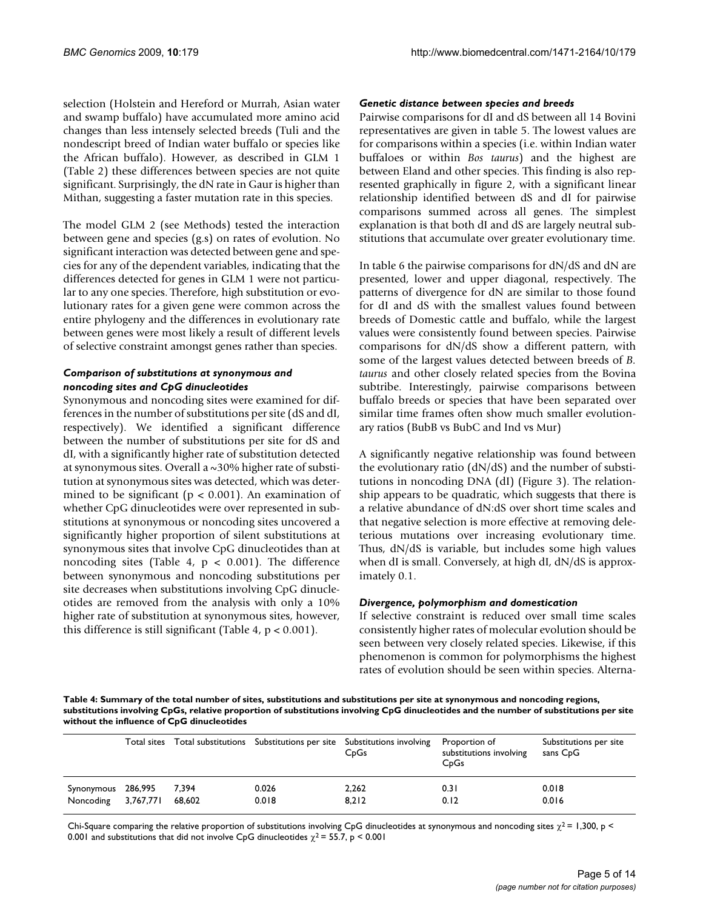selection (Holstein and Hereford or Murrah, Asian water and swamp buffalo) have accumulated more amino acid changes than less intensely selected breeds (Tuli and the nondescript breed of Indian water buffalo or species like the African buffalo). However, as described in GLM 1 (Table 2) these differences between species are not quite significant. Surprisingly, the dN rate in Gaur is higher than Mithan, suggesting a faster mutation rate in this species.

The model GLM 2 (see Methods) tested the interaction between gene and species (g.s) on rates of evolution. No significant interaction was detected between gene and species for any of the dependent variables, indicating that the differences detected for genes in GLM 1 were not particular to any one species. Therefore, high substitution or evolutionary rates for a given gene were common across the entire phylogeny and the differences in evolutionary rate between genes were most likely a result of different levels of selective constraint amongst genes rather than species.

### *Comparison of substitutions at synonymous and noncoding sites and CpG dinucleotides*

Synonymous and noncoding sites were examined for differences in the number of substitutions per site (dS and dI, respectively). We identified a significant difference between the number of substitutions per site for dS and dI, with a significantly higher rate of substitution detected at synonymous sites. Overall a ~30% higher rate of substitution at synonymous sites was detected, which was determined to be significant ($p < 0.001$). An examination of whether CpG dinucleotides were over represented in substitutions at synonymous or noncoding sites uncovered a significantly higher proportion of silent substitutions at synonymous sites that involve CpG dinucleotides than at noncoding sites (Table 4, $p < 0.001$). The difference between synonymous and noncoding substitutions per site decreases when substitutions involving CpG dinucleotides are removed from the analysis with only a 10% higher rate of substitution at synonymous sites, however, this difference is still significant (Table 4, $p < 0.001$).

### *Genetic distance between species and breeds*

Pairwise comparisons for dI and dS between all 14 Bovini representatives are given in table 5. The lowest values are for comparisons within a species (i.e. within Indian water buffaloes or within *Bos taurus*) and the highest are between Eland and other species. This finding is also represented graphically in figure 2, with a significant linear relationship identified between dS and dI for pairwise comparisons summed across all genes. The simplest explanation is that both dI and dS are largely neutral substitutions that accumulate over greater evolutionary time.

In table 6 the pairwise comparisons for dN/dS and dN are presented, lower and upper diagonal, respectively. The patterns of divergence for dN are similar to those found for dI and dS with the smallest values found between breeds of Domestic cattle and buffalo, while the largest values were consistently found between species. Pairwise comparisons for dN/dS show a different pattern, with some of the largest values detected between breeds of *B. taurus* and other closely related species from the Bovina subtribe. Interestingly, pairwise comparisons between buffalo breeds or species that have been separated over similar time frames often show much smaller evolutionary ratios (BubB vs BubC and Ind vs Mur)

A significantly negative relationship was found between the evolutionary ratio (dN/dS) and the number of substitutions in noncoding DNA (dI) (Figure 3). The relationship appears to be quadratic, which suggests that there is a relative abundance of dN:dS over short time scales and that negative selection is more effective at removing deleterious mutations over increasing evolutionary time. Thus, dN/dS is variable, but includes some high values when dI is small. Conversely, at high dI, dN/dS is approximately 0.1.

### *Divergence, polymorphism and domestication*

If selective constraint is reduced over small time scales consistently higher rates of molecular evolution should be seen between very closely related species. Likewise, if this phenomenon is common for polymorphisms the highest rates of evolution should be seen within species. Alterna-

**Table 4: Summary of the total number of sites, substitutions and substitutions per site at synonymous and noncoding regions, substitutions involving CpGs, relative proportion of substitutions involving CpG dinucleotides and the number of substitutions per site without the influence of CpG dinucleotides**

| | Total sites | Total substitutions | Substitutions per site | Substitutions involving CpGs | Proportion of substitutions involving CpGs | Substitutions per site sans CpG |
|---|---|---|---|---|---|---|
| Synonymous | 286,995 | 7,394 | 0.026 | 2,262 | 0.31 | 0.018 |
| Noncoding | 3,767,771 | 68,602 | 0.018 | 8,212 | 0.12 | 0.016 |

Chi-Square comparing the relative proportion of substitutions involving CpG dinucleotides at synonymous and noncoding sites $\chi^2 = 1{,}300$, $p < 0.001$ and substitutions that did not involve CpG dinucleotides $\chi^2 = 55.7$, $p < 0.001$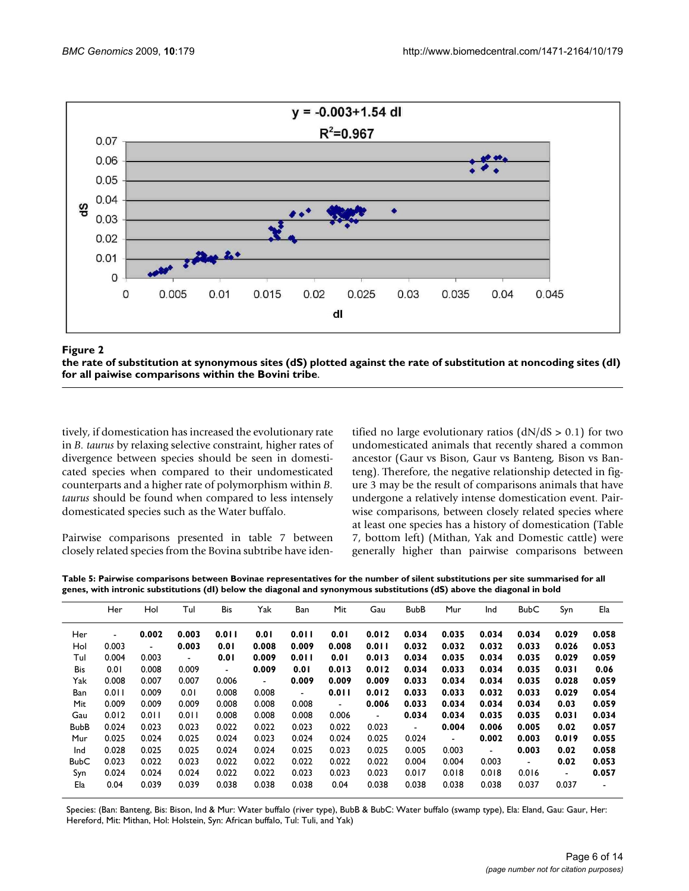Figure 2

**the rate of substitution at synonymous sites (dS) plotted against the rate of substitution at noncoding sites (dI) for all paiwise comparisons within the Bovini tribe**.

tively, if domestication has increased the evolutionary rate in *B. taurus* by relaxing selective constraint, higher rates of divergence between species should be seen in domesticated species when compared to their undomesticated counterparts and a higher rate of polymorphism within *B. taurus* should be found when compared to less intensely domesticated species such as the Water buffalo.

Pairwise comparisons presented in table 7 between closely related species from the Bovina subtribe have identified no large evolutionary ratios (dN/dS > 0.1) for two undomesticated animals that recently shared a common ancestor (Gaur vs Bison, Gaur vs Banteng, Bison vs Banteng). Therefore, the negative relationship detected in figure 3 may be the result of comparisons animals that have undergone a relatively intense domestication event. Pairwise comparisons, between closely related species where at least one species has a history of domestication (Table 7, bottom left) (Mithan, Yak and Domestic cattle) were generally higher than pairwise comparisons between

**Table 5: Pairwise comparisons between Bovinae representatives for the number of silent substitutions per site summarised for all genes, with intronic substitutions (dI) below the diagonal and synonymous substitutions (dS) above the diagonal in bold**

| | Her | Hol | Tul | Bis | Yak | Ban | Mit | Gau | BubB | Mur | Ind | BubC | Syn | Ela |
|---|---|---|---|---|---|---|---|---|---|---|---|---|---|---|
| Her | - | **0.002** | **0.003** | **0.011** | **0.01** | **0.011** | **0.01** | **0.012** | **0.034** | **0.035** | **0.034** | **0.034** | **0.029** | **0.058** |
| Hol | 0.003 | - | **0.003** | **0.01** | **0.008** | **0.009** | **0.008** | **0.011** | **0.032** | **0.032** | **0.032** | **0.033** | **0.026** | **0.053** |
| Tul | 0.004 | 0.003 | - | **0.01** | **0.009** | **0.011** | **0.01** | **0.013** | **0.034** | **0.035** | **0.034** | **0.035** | **0.029** | **0.059** |
| Bis | 0.01 | 0.008 | 0.009 | - | **0.009** | **0.01** | **0.013** | **0.012** | **0.034** | **0.033** | **0.034** | **0.035** | **0.031** | **0.06** |
| Yak | 0.008 | 0.007 | 0.007 | 0.006 | - | **0.009** | **0.009** | **0.009** | **0.033** | **0.034** | **0.034** | **0.035** | **0.028** | **0.059** |
| Ban | 0.011 | 0.009 | 0.01 | 0.008 | 0.008 | - | **0.011** | **0.012** | **0.033** | **0.033** | **0.032** | **0.033** | **0.029** | **0.054** |
| Mit | 0.009 | 0.009 | 0.009 | 0.008 | 0.008 | 0.008 | - | **0.006** | **0.033** | **0.034** | **0.034** | **0.034** | **0.03** | **0.059** |
| Gau | 0.012 | 0.011 | 0.011 | 0.008 | 0.008 | 0.008 | 0.006 | - | **0.034** | **0.034** | **0.035** | **0.035** | **0.031** | **0.034** |
| BubB | 0.024 | 0.023 | 0.023 | 0.022 | 0.022 | 0.023 | 0.022 | 0.023 | - | **0.004** | **0.006** | **0.005** | **0.02** | **0.057** |
| Mur | 0.025 | 0.024 | 0.025 | 0.024 | 0.023 | 0.024 | 0.024 | 0.025 | 0.024 | - | **0.002** | **0.003** | **0.019** | **0.055** |
| Ind | 0.028 | 0.025 | 0.025 | 0.024 | 0.024 | 0.025 | 0.023 | 0.025 | 0.005 | 0.003 | - | **0.003** | **0.02** | **0.058** |
| BubC | 0.023 | 0.022 | 0.023 | 0.022 | 0.022 | 0.022 | 0.022 | 0.022 | 0.004 | 0.004 | 0.003 | - | **0.02** | **0.053** |
| Syn | 0.024 | 0.024 | 0.024 | 0.022 | 0.022 | 0.023 | 0.023 | 0.023 | 0.017 | 0.018 | 0.018 | 0.016 | - | **0.057** |
| Ela | 0.04 | 0.039 | 0.039 | 0.038 | 0.038 | 0.038 | 0.04 | 0.038 | 0.038 | 0.038 | 0.038 | 0.037 | 0.037 | - |

Species: (Ban: Banteng, Bis: Bison, Ind & Mur: Water buffalo (river type), BubB & BubC: Water buffalo (swamp type), Ela: Eland, Gau: Gaur, Her: Hereford, Mit: Mithan, Hol: Holstein, Syn: African buffalo, Tul: Tuli, and Yak)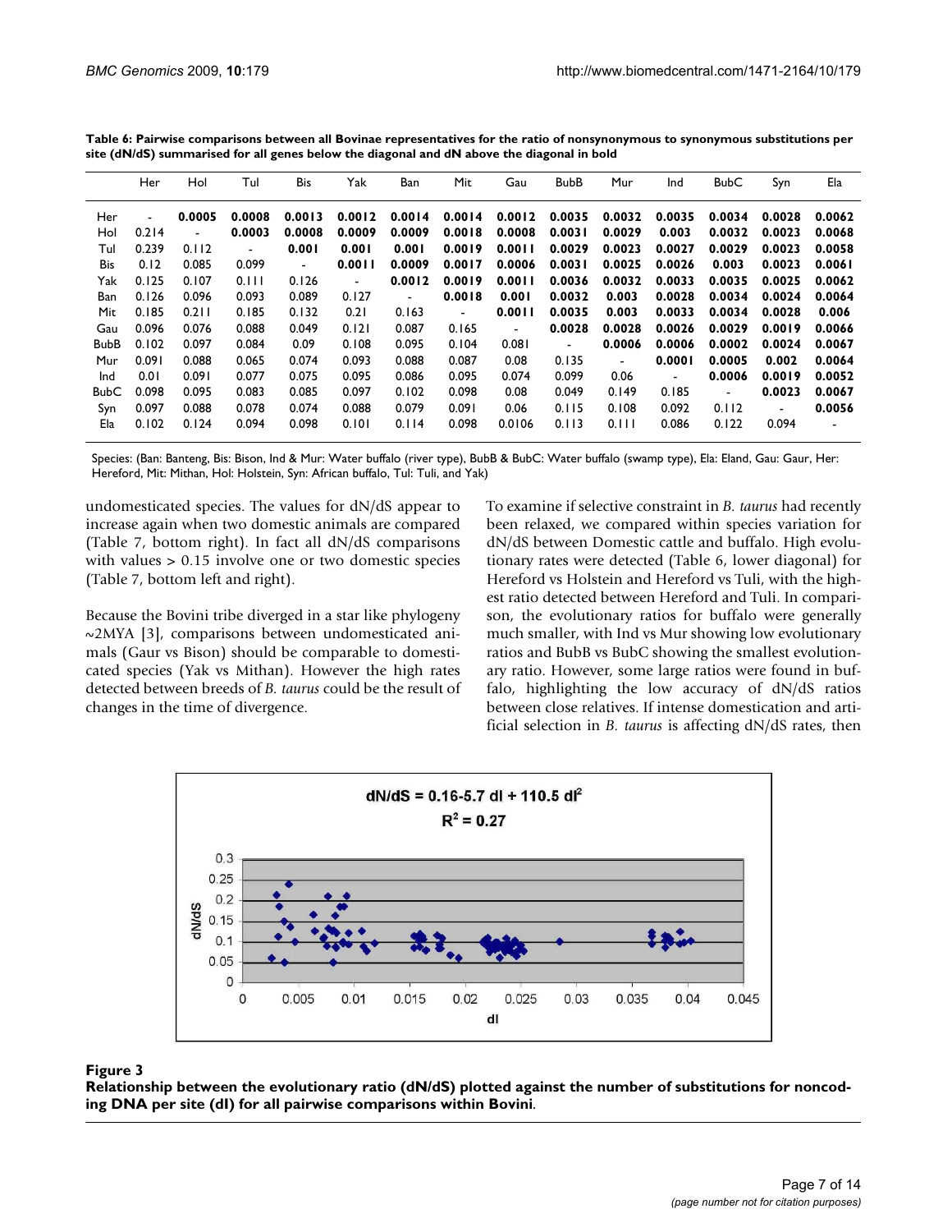**Table 6: Pairwise comparisons between all Bovinae representatives for the ratio of nonsynonymous to synonymous substitutions per site (dN/dS) summarised for all genes below the diagonal and dN above the diagonal in bold**

| | Her | Hol | Tul | Bis | Yak | Ban | Mit | Gau | BubB | Mur | Ind | BubC | Syn | Ela |
|---|---|---|---|---|---|---|---|---|---|---|---|---|---|---|
| Her | - | **0.0005** | **0.0008** | **0.0013** | **0.0012** | **0.0014** | **0.0014** | **0.0012** | **0.0035** | **0.0032** | **0.0035** | **0.0034** | **0.0028** | **0.0062** |
| Hol | 0.214 | - | **0.0003** | **0.0008** | **0.0009** | **0.0009** | **0.0018** | **0.0008** | **0.0031** | **0.0029** | **0.003** | **0.0032** | **0.0023** | **0.0068** |
| Tul | 0.239 | 0.112 | - | **0.001** | **0.001** | **0.001** | **0.0019** | **0.0011** | **0.0029** | **0.0023** | **0.0027** | **0.0029** | **0.0023** | **0.0058** |
| Bis | 0.12 | 0.085 | 0.099 | - | **0.0011** | **0.0009** | **0.0017** | **0.0006** | **0.0031** | **0.0025** | **0.0026** | **0.003** | **0.0023** | **0.0061** |
| Yak | 0.125 | 0.107 | 0.111 | 0.126 | - | **0.0012** | **0.0019** | **0.0011** | **0.0036** | **0.0032** | **0.0033** | **0.0035** | **0.0025** | **0.0062** |
| Ban | 0.126 | 0.096 | 0.093 | 0.089 | 0.127 | - | **0.0018** | **0.001** | **0.0032** | **0.003** | **0.0028** | **0.0034** | **0.0024** | **0.0064** |
| Mit | 0.185 | 0.211 | 0.185 | 0.132 | 0.21 | 0.163 | - | **0.0011** | **0.0035** | **0.003** | **0.0033** | **0.0034** | **0.0028** | **0.006** |
| Gau | 0.096 | 0.076 | 0.088 | 0.049 | 0.121 | 0.087 | 0.165 | - | **0.0028** | **0.0028** | **0.0026** | **0.0029** | **0.0019** | **0.0066** |
| BubB | 0.102 | 0.097 | 0.084 | 0.09 | 0.108 | 0.095 | 0.104 | 0.081 | - | **0.0006** | **0.0006** | **0.0002** | **0.0024** | **0.0067** |
| Mur | 0.091 | 0.088 | 0.065 | 0.074 | 0.093 | 0.088 | 0.087 | 0.08 | 0.135 | - | **0.0001** | **0.0005** | **0.002** | **0.0064** |
| Ind | 0.01 | 0.091 | 0.077 | 0.075 | 0.095 | 0.086 | 0.095 | 0.074 | 0.099 | 0.06 | - | **0.0006** | **0.0019** | **0.0052** |
| BubC | 0.098 | 0.095 | 0.083 | 0.085 | 0.097 | 0.102 | 0.098 | 0.08 | 0.049 | 0.149 | 0.185 | - | **0.0023** | **0.0067** |
| Syn | 0.097 | 0.088 | 0.078 | 0.074 | 0.088 | 0.079 | 0.091 | 0.06 | 0.115 | 0.108 | 0.092 | 0.112 | - | **0.0056** |
| Ela | 0.102 | 0.124 | 0.094 | 0.098 | 0.101 | 0.114 | 0.098 | 0.0106 | 0.113 | 0.111 | 0.086 | 0.122 | 0.094 | - |

Species: (Ban: Banteng, Bis: Bison, Ind & Mur: Water buffalo (river type), BubB & BubC: Water buffalo (swamp type), Ela: Eland, Gau: Gaur, Her: Hereford, Mit: Mithan, Hol: Holstein, Syn: African buffalo, Tul: Tuli, and Yak)

undomesticated species. The values for dN/dS appear to increase again when two domestic animals are compared (Table 7, bottom right). In fact all dN/dS comparisons with values > 0.15 involve one or two domestic species (Table 7, bottom left and right).

Because the Bovini tribe diverged in a star like phylogeny ~2MYA [3], comparisons between undomesticated animals (Gaur vs Bison) should be comparable to domesticated species (Yak vs Mithan). However the high rates detected between breeds of *B. taurus* could be the result of changes in the time of divergence.

To examine if selective constraint in *B. taurus* had recently been relaxed, we compared within species variation for dN/dS between Domestic cattle and buffalo. High evolutionary rates were detected (Table 6, lower diagonal) for Hereford vs Holstein and Hereford vs Tuli, with the highest ratio detected between Hereford and Tuli. In comparison, the evolutionary ratios for buffalo were generally much smaller, with Ind vs Mur showing low evolutionary ratios and BubB vs BubC showing the smallest evolutionary ratio. However, some large ratios were found in buffalo, highlighting the low accuracy of dN/dS ratios between close relatives. If intense domestication and artificial selection in *B. taurus* is affecting dN/dS rates, then

**Figure 3**
**Relationship between the evolutionary ratio (dN/dS) plotted against the number of substitutions for noncoding DNA per site (dI) for all pairwise comparisons within Bovini.**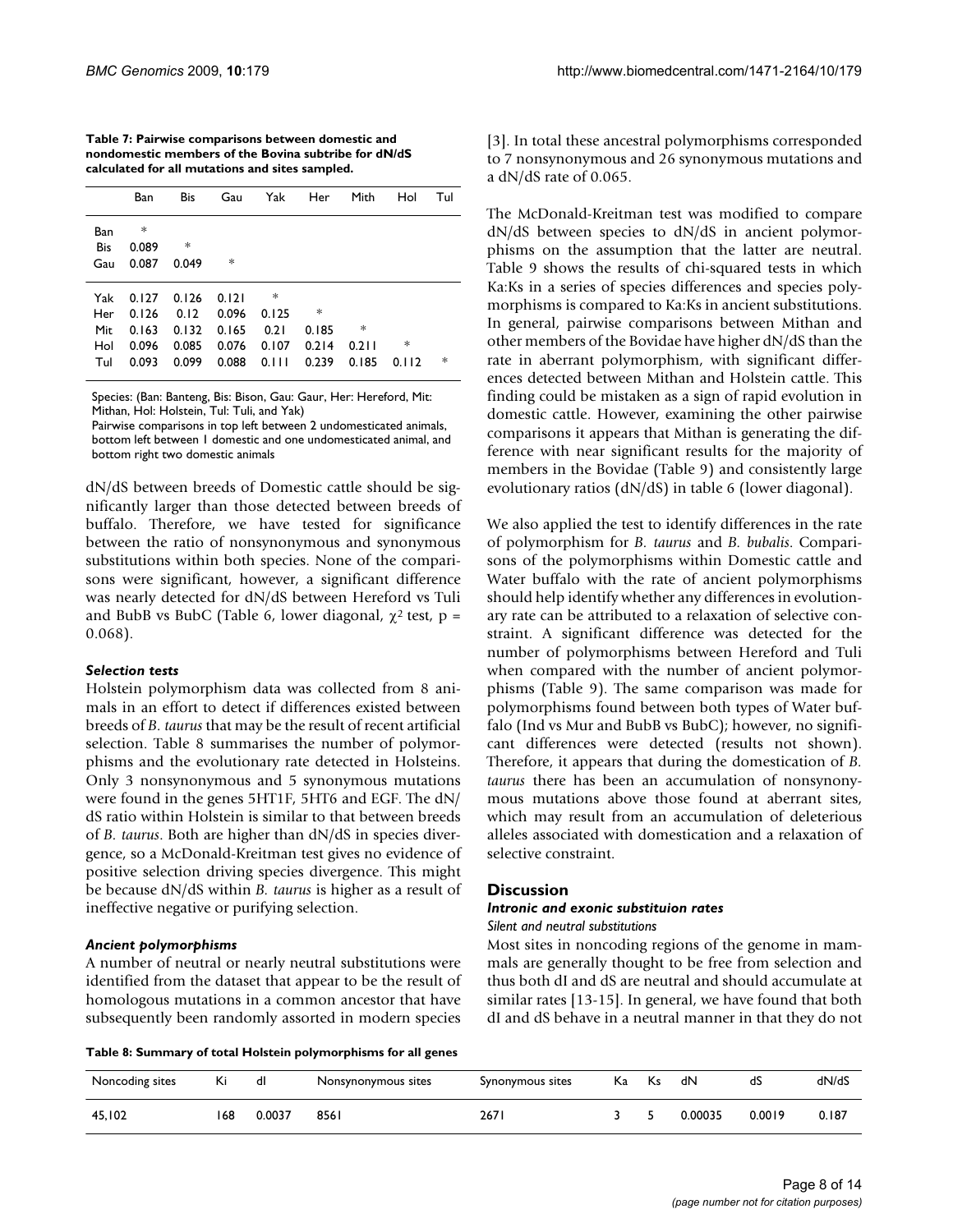**Table 7: Pairwise comparisons between domestic and nondomestic members of the Bovina subtribe for dN/dS calculated for all mutations and sites sampled.**

| | Ban | Bis | Gau | Yak | Her | Mith | Hol | Tul |
|---|---|---|---|---|---|---|---|---|
| Ban | * | | | | | | | |
| Bis | 0.089 | * | | | | | | |
| Gau | 0.087 | 0.049 | * | | | | | |
| Yak | 0.127 | 0.126 | 0.121 | * | | | | |
| Her | 0.126 | 0.12 | 0.096 | 0.125 | * | | | |
| Mit | 0.163 | 0.132 | 0.165 | 0.21 | 0.185 | * | | |
| Hol | 0.096 | 0.085 | 0.076 | 0.107 | 0.214 | 0.211 | * | |
| Tul | 0.093 | 0.099 | 0.088 | 0.111 | 0.239 | 0.185 | 0.112 | * |

Species: (Ban: Banteng, Bis: Bison, Gau: Gaur, Her: Hereford, Mit: Mithan, Hol: Holstein, Tul: Tuli, and Yak)
Pairwise comparisons in top left between 2 undomesticated animals, bottom left between 1 domestic and one undomesticated animal, and bottom right two domestic animals

dN/dS between breeds of Domestic cattle should be significantly larger than those detected between breeds of buffalo. Therefore, we have tested for significance between the ratio of nonsynonymous and synonymous substitutions within both species. None of the comparisons were significant, however, a significant difference was nearly detected for dN/dS between Hereford vs Tuli and BubB vs BubC (Table 6, lower diagonal, $\chi^2$ test, $p = 0.068$).

### *Selection tests*

Holstein polymorphism data was collected from 8 animals in an effort to detect if differences existed between breeds of *B. taurus* that may be the result of recent artificial selection. Table 8 summarises the number of polymorphisms and the evolutionary rate detected in Holsteins. Only 3 nonsynonymous and 5 synonymous mutations were found in the genes 5HT1F, 5HT6 and EGF. The dN/dS ratio within Holstein is similar to that between breeds of *B. taurus*. Both are higher than dN/dS in species divergence, so a McDonald-Kreitman test gives no evidence of positive selection driving species divergence. This might be because dN/dS within *B. taurus* is higher as a result of ineffective negative or purifying selection.

### *Ancient polymorphisms*

A number of neutral or nearly neutral substitutions were identified from the dataset that appear to be the result of homologous mutations in a common ancestor that have subsequently been randomly assorted in modern species [3]. In total these ancestral polymorphisms corresponded to 7 nonsynonymous and 26 synonymous mutations and a dN/dS rate of 0.065.

The McDonald-Kreitman test was modified to compare dN/dS between species to dN/dS in ancient polymorphisms on the assumption that the latter are neutral. Table 9 shows the results of chi-squared tests in which Ka:Ks in a series of species differences and species polymorphisms is compared to Ka:Ks in ancient substitutions. In general, pairwise comparisons between Mithan and other members of the Bovidae have higher dN/dS than the rate in aberrant polymorphism, with significant differences detected between Mithan and Holstein cattle. This finding could be mistaken as a sign of rapid evolution in domestic cattle. However, examining the other pairwise comparisons it appears that Mithan is generating the difference with near significant results for the majority of members in the Bovidae (Table 9) and consistently large evolutionary ratios (dN/dS) in table 6 (lower diagonal).

We also applied the test to identify differences in the rate of polymorphism for *B. taurus* and *B. bubalis*. Comparisons of the polymorphisms within Domestic cattle and Water buffalo with the rate of ancient polymorphisms should help identify whether any differences in evolutionary rate can be attributed to a relaxation of selective constraint. A significant difference was detected for the number of polymorphisms between Hereford and Tuli when compared with the number of ancient polymorphisms (Table 9). The same comparison was made for polymorphisms found between both types of Water buffalo (Ind vs Mur and BubB vs BubC); however, no significant differences were detected (results not shown). Therefore, it appears that during the domestication of *B. taurus* there has been an accumulation of nonsynonymous mutations above those found at aberrant sites, which may result from an accumulation of deleterious alleles associated with domestication and a relaxation of selective constraint.

## Discussion

### *Intronic and exonic substituion rates*

*Silent and neutral substitutions*

Most sites in noncoding regions of the genome in mammals are generally thought to be free from selection and thus both dI and dS are neutral and should accumulate at similar rates [13-15]. In general, we have found that both dI and dS behave in a neutral manner in that they do not

**Table 8: Summary of total Holstein polymorphisms for all genes**

| Noncoding sites | Ki | dI | Nonsynonymous sites | Synonymous sites | Ka | Ks | dN | dS | dN/dS |
|---|---|---|---|---|---|---|---|---|---|
| 45,102 | 168 | 0.0037 | 8561 | 2671 | 3 | 5 | 0.00035 | 0.0019 | 0.187 |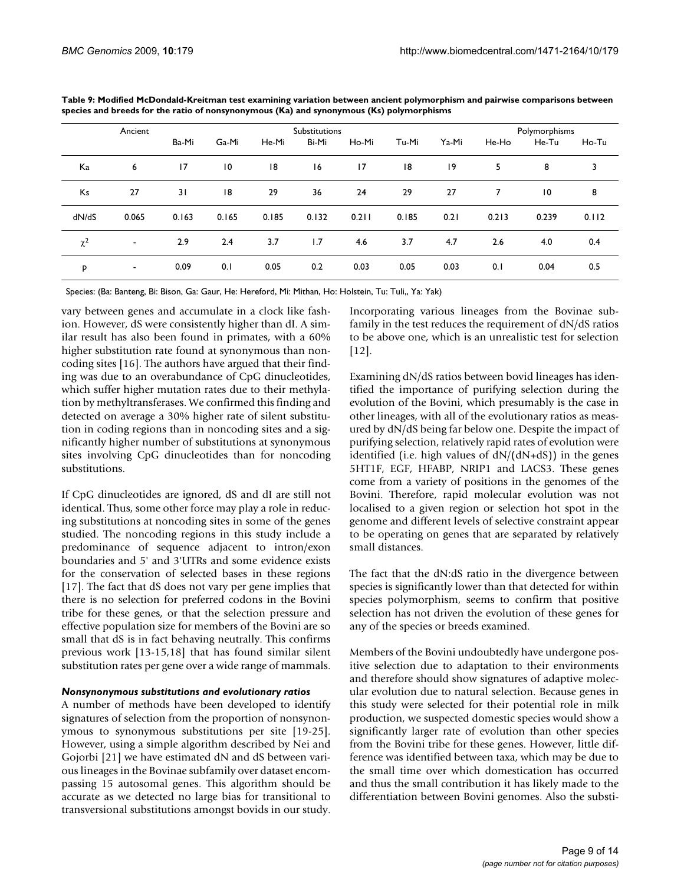**Table 9: Modified McDondald-Kreitman test examining variation between ancient polymorphism and pairwise comparisons between species and breeds for the ratio of nonsynonymous (Ka) and synonymous (Ks) polymorphisms**

| | Ancient | Substitutions | | | | | | | Polymorphisms | | |
|---|---|---|---|---|---|---|---|---|---|---|---|
| | | Ba-Mi | Ga-Mi | He-Mi | Bi-Mi | Ho-Mi | Tu-Mi | Ya-Mi | He-Ho | He-Tu | Ho-Tu |
| Ka | 6 | 17 | 10 | 18 | 16 | 17 | 18 | 19 | 5 | 8 | 3 |
| Ks | 27 | 31 | 18 | 29 | 36 | 24 | 29 | 27 | 7 | 10 | 8 |
| dN/dS | 0.065 | 0.163 | 0.165 | 0.185 | 0.132 | 0.211 | 0.185 | 0.21 | 0.213 | 0.239 | 0.112 |
| $\chi^2$ | - | 2.9 | 2.4 | 3.7 | 1.7 | 4.6 | 3.7 | 4.7 | 2.6 | 4.0 | 0.4 |
| p | - | 0.09 | 0.1 | 0.05 | 0.2 | 0.03 | 0.05 | 0.03 | 0.1 | 0.04 | 0.5 |

Species: (Ba: Banteng, Bi: Bison, Ga: Gaur, He: Hereford, Mi: Mithan, Ho: Holstein, Tu: Tuli,, Ya: Yak)

vary between genes and accumulate in a clock like fashion. However, dS were consistently higher than dI. A similar result has also been found in primates, with a 60% higher substitution rate found at synonymous than noncoding sites [16]. The authors have argued that their finding was due to an overabundance of CpG dinucleotides, which suffer higher mutation rates due to their methylation by methyltransferases. We confirmed this finding and detected on average a 30% higher rate of silent substitution in coding regions than in noncoding sites and a significantly higher number of substitutions at synonymous sites involving CpG dinucleotides than for noncoding substitutions.

If CpG dinucleotides are ignored, dS and dI are still not identical. Thus, some other force may play a role in reducing substitutions at noncoding sites in some of the genes studied. The noncoding regions in this study include a predominance of sequence adjacent to intron/exon boundaries and 5' and 3'UTRs and some evidence exists for the conservation of selected bases in these regions [17]. The fact that dS does not vary per gene implies that there is no selection for preferred codons in the Bovini tribe for these genes, or that the selection pressure and effective population size for members of the Bovini are so small that dS is in fact behaving neutrally. This confirms previous work [13-15,18] that has found similar silent substitution rates per gene over a wide range of mammals.

### *Nonsynonymous substitutions and evolutionary ratios*

A number of methods have been developed to identify signatures of selection from the proportion of nonsynonymous to synonymous substitutions per site [19-25]. However, using a simple algorithm described by Nei and Gojorbi [21] we have estimated dN and dS between various lineages in the Bovinae subfamily over dataset encompassing 15 autosomal genes. This algorithm should be accurate as we detected no large bias for transitional to transversional substitutions amongst bovids in our study. Incorporating various lineages from the Bovinae subfamily in the test reduces the requirement of dN/dS ratios to be above one, which is an unrealistic test for selection [12].

Examining dN/dS ratios between bovid lineages has identified the importance of purifying selection during the evolution of the Bovini, which presumably is the case in other lineages, with all of the evolutionary ratios as measured by dN/dS being far below one. Despite the impact of purifying selection, relatively rapid rates of evolution were identified (i.e. high values of dN/(dN+dS)) in the genes 5HT1F, EGF, HFABP, NRIP1 and LACS3. These genes come from a variety of positions in the genomes of the Bovini. Therefore, rapid molecular evolution was not localised to a given region or selection hot spot in the genome and different levels of selective constraint appear to be operating on genes that are separated by relatively small distances.

The fact that the dN:dS ratio in the divergence between species is significantly lower than that detected for within species polymorphism, seems to confirm that positive selection has not driven the evolution of these genes for any of the species or breeds examined.

Members of the Bovini undoubtedly have undergone positive selection due to adaptation to their environments and therefore should show signatures of adaptive molecular evolution due to natural selection. Because genes in this study were selected for their potential role in milk production, we suspected domestic species would show a significantly larger rate of evolution than other species from the Bovini tribe for these genes. However, little difference was identified between taxa, which may be due to the small time over which domestication has occurred and thus the small contribution it has likely made to the differentiation between Bovini genomes. Also the substi-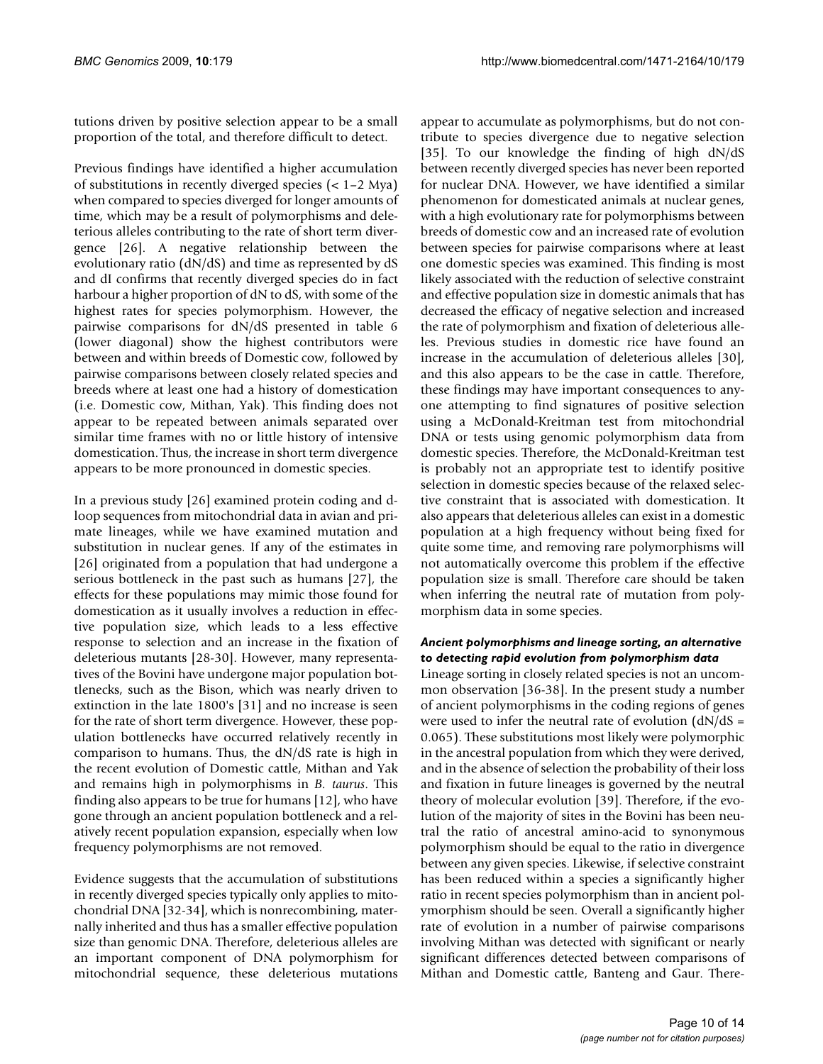tutions driven by positive selection appear to be a small proportion of the total, and therefore difficult to detect.

Previous findings have identified a higher accumulation of substitutions in recently diverged species (< 1–2 Mya) when compared to species diverged for longer amounts of time, which may be a result of polymorphisms and deleterious alleles contributing to the rate of short term divergence [26]. A negative relationship between the evolutionary ratio (dN/dS) and time as represented by dS and dI confirms that recently diverged species do in fact harbour a higher proportion of dN to dS, with some of the highest rates for species polymorphism. However, the pairwise comparisons for dN/dS presented in table 6 (lower diagonal) show the highest contributors were between and within breeds of Domestic cow, followed by pairwise comparisons between closely related species and breeds where at least one had a history of domestication (i.e. Domestic cow, Mithan, Yak). This finding does not appear to be repeated between animals separated over similar time frames with no or little history of intensive domestication. Thus, the increase in short term divergence appears to be more pronounced in domestic species.

In a previous study [26] examined protein coding and d-loop sequences from mitochondrial data in avian and primate lineages, while we have examined mutation and substitution in nuclear genes. If any of the estimates in [26] originated from a population that had undergone a serious bottleneck in the past such as humans [27], the effects for these populations may mimic those found for domestication as it usually involves a reduction in effective population size, which leads to a less effective response to selection and an increase in the fixation of deleterious mutants [28-30]. However, many representatives of the Bovini have undergone major population bottlenecks, such as the Bison, which was nearly driven to extinction in the late 1800's [31] and no increase is seen for the rate of short term divergence. However, these population bottlenecks have occurred relatively recently in comparison to humans. Thus, the dN/dS rate is high in the recent evolution of Domestic cattle, Mithan and Yak and remains high in polymorphisms in *B. taurus*. This finding also appears to be true for humans [12], who have gone through an ancient population bottleneck and a relatively recent population expansion, especially when low frequency polymorphisms are not removed.

Evidence suggests that the accumulation of substitutions in recently diverged species typically only applies to mitochondrial DNA [32-34], which is nonrecombining, maternally inherited and thus has a smaller effective population size than genomic DNA. Therefore, deleterious alleles are an important component of DNA polymorphism for mitochondrial sequence, these deleterious mutations appear to accumulate as polymorphisms, but do not contribute to species divergence due to negative selection [35]. To our knowledge the finding of high dN/dS between recently diverged species has never been reported for nuclear DNA. However, we have identified a similar phenomenon for domesticated animals at nuclear genes, with a high evolutionary rate for polymorphisms between breeds of domestic cow and an increased rate of evolution between species for pairwise comparisons where at least one domestic species was examined. This finding is most likely associated with the reduction of selective constraint and effective population size in domestic animals that has decreased the efficacy of negative selection and increased the rate of polymorphism and fixation of deleterious alleles. Previous studies in domestic rice have found an increase in the accumulation of deleterious alleles [30], and this also appears to be the case in cattle. Therefore, these findings may have important consequences to anyone attempting to find signatures of positive selection using a McDonald-Kreitman test from mitochondrial DNA or tests using genomic polymorphism data from domestic species. Therefore, the McDonald-Kreitman test is probably not an appropriate test to identify positive selection in domestic species because of the relaxed selective constraint that is associated with domestication. It also appears that deleterious alleles can exist in a domestic population at a high frequency without being fixed for quite some time, and removing rare polymorphisms will not automatically overcome this problem if the effective population size is small. Therefore care should be taken when inferring the neutral rate of mutation from polymorphism data in some species.

#### *Ancient polymorphisms and lineage sorting, an alternative to detecting rapid evolution from polymorphism data*

Lineage sorting in closely related species is not an uncommon observation [36-38]. In the present study a number of ancient polymorphisms in the coding regions of genes were used to infer the neutral rate of evolution (dN/dS = 0.065). These substitutions most likely were polymorphic in the ancestral population from which they were derived, and in the absence of selection the probability of their loss and fixation in future lineages is governed by the neutral theory of molecular evolution [39]. Therefore, if the evolution of the majority of sites in the Bovini has been neutral the ratio of ancestral amino-acid to synonymous polymorphism should be equal to the ratio in divergence between any given species. Likewise, if selective constraint has been reduced within a species a significantly higher ratio in recent species polymorphism than in ancient polymorphism should be seen. Overall a significantly higher rate of evolution in a number of pairwise comparisons involving Mithan was detected with significant or nearly significant differences detected between comparisons of Mithan and Domestic cattle, Banteng and Gaur. There-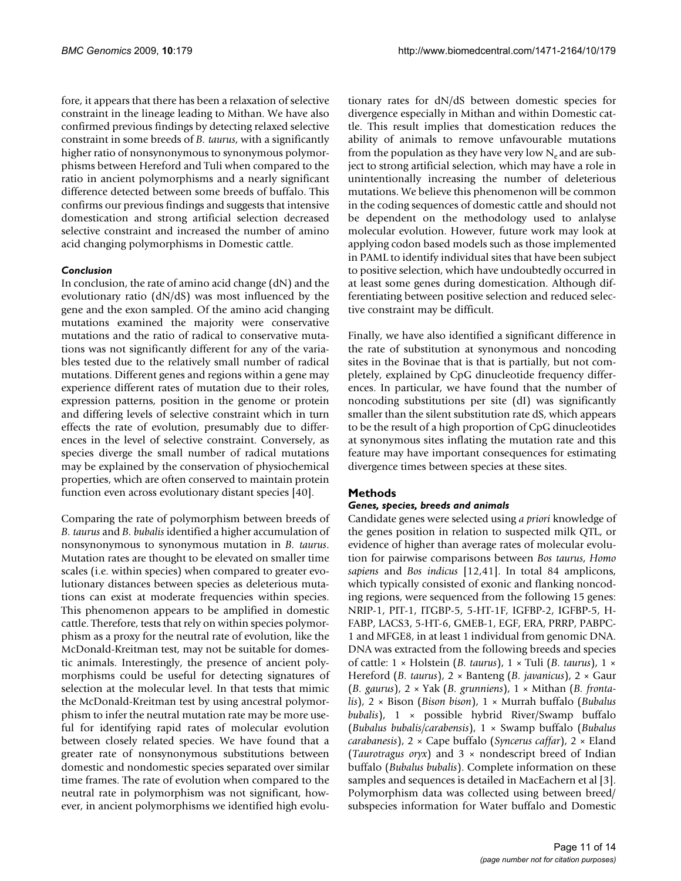fore, it appears that there has been a relaxation of selective constraint in the lineage leading to Mithan. We have also confirmed previous findings by detecting relaxed selective constraint in some breeds of *B. taurus*, with a significantly higher ratio of nonsynonymous to synonymous polymorphisms between Hereford and Tuli when compared to the ratio in ancient polymorphisms and a nearly significant difference detected between some breeds of buffalo. This confirms our previous findings and suggests that intensive domestication and strong artificial selection decreased selective constraint and increased the number of amino acid changing polymorphisms in Domestic cattle.

### Conclusion

In conclusion, the rate of amino acid change (dN) and the evolutionary ratio (dN/dS) was most influenced by the gene and the exon sampled. Of the amino acid changing mutations examined the majority were conservative mutations and the ratio of radical to conservative mutations was not significantly different for any of the variables tested due to the relatively small number of radical mutations. Different genes and regions within a gene may experience different rates of mutation due to their roles, expression patterns, position in the genome or protein and differing levels of selective constraint which in turn effects the rate of evolution, presumably due to differences in the level of selective constraint. Conversely, as species diverge the small number of radical mutations may be explained by the conservation of physiochemical properties, which are often conserved to maintain protein function even across evolutionary distant species [40].

Comparing the rate of polymorphism between breeds of *B. taurus* and *B. bubalis* identified a higher accumulation of nonsynonymous to synonymous mutation in *B. taurus*. Mutation rates are thought to be elevated on smaller time scales (i.e. within species) when compared to greater evolutionary distances between species as deleterious mutations can exist at moderate frequencies within species. This phenomenon appears to be amplified in domestic cattle. Therefore, tests that rely on within species polymorphism as a proxy for the neutral rate of evolution, like the McDonald-Kreitman test, may not be suitable for domestic animals. Interestingly, the presence of ancient polymorphisms could be useful for detecting signatures of selection at the molecular level. In that tests that mimic the McDonald-Kreitman test by using ancestral polymorphism to infer the neutral mutation rate may be more useful for identifying rapid rates of molecular evolution between closely related species. We have found that a greater rate of nonsynonymous substitutions between domestic and nondomestic species separated over similar time frames. The rate of evolution when compared to the neutral rate in polymorphism was not significant, however, in ancient polymorphisms we identified high evolutionary rates for dN/dS between domestic species for divergence especially in Mithan and within Domestic cattle. This result implies that domestication reduces the ability of animals to remove unfavourable mutations from the population as they have very low $N_e$ and are subject to strong artificial selection, which may have a role in unintentionally increasing the number of deleterious mutations. We believe this phenomenon will be common in the coding sequences of domestic cattle and should not be dependent on the methodology used to anlalyse molecular evolution. However, future work may look at applying codon based models such as those implemented in PAML to identify individual sites that have been subject to positive selection, which have undoubtedly occurred in at least some genes during domestication. Although differentiating between positive selection and reduced selective constraint may be difficult.

Finally, we have also identified a significant difference in the rate of substitution at synonymous and noncoding sites in the Bovinae that is that is partially, but not completely, explained by CpG dinucleotide frequency differences. In particular, we have found that the number of noncoding substitutions per site (dI) was significantly smaller than the silent substitution rate dS, which appears to be the result of a high proportion of CpG dinucleotides at synonymous sites inflating the mutation rate and this feature may have important consequences for estimating divergence times between species at these sites.

## Methods

### Genes, species, breeds and animals

Candidate genes were selected using *a priori* knowledge of the genes position in relation to suspected milk QTL, or evidence of higher than average rates of molecular evolution for pairwise comparisons between *Bos taurus*, *Homo sapiens* and *Bos indicus* [12,41]. In total 84 amplicons, which typically consisted of exonic and flanking noncoding regions, were sequenced from the following 15 genes: NRIP-1, PIT-1, ITGBP-5, 5-HT-1F, IGFBP-2, IGFBP-5, H-FABP, LACS3, 5-HT-6, GMEB-1, EGF, ERA, PRRP, PABPC-1 and MFGE8, in at least 1 individual from genomic DNA. DNA was extracted from the following breeds and species of cattle: 1 × Holstein (*B. taurus*), 1 × Tuli (*B. taurus*), 1 × Hereford (*B. taurus*), 2 × Banteng (*B. javanicus*), 2 × Gaur (*B. gaurus*), 2 × Yak (*B. grunniens*), 1 × Mithan (*B. frontalis*), 2 × Bison (*Bison bison*), 1 × Murrah buffalo (*Bubalus bubalis*), 1 × possible hybrid River/Swamp buffalo (*Bubalus bubalis/carabensis*), 1 × Swamp buffalo (*Bubalus carabanesis*), 2 × Cape buffalo (*Syncerus caffar*), 2 × Eland (*Taurotragus oryx*) and 3 × nondescript breed of Indian buffalo (*Bubalus bubalis*). Complete information on these samples and sequences is detailed in MacEachern et al [3]. Polymorphism data was collected using between breed/subspecies information for Water buffalo and Domestic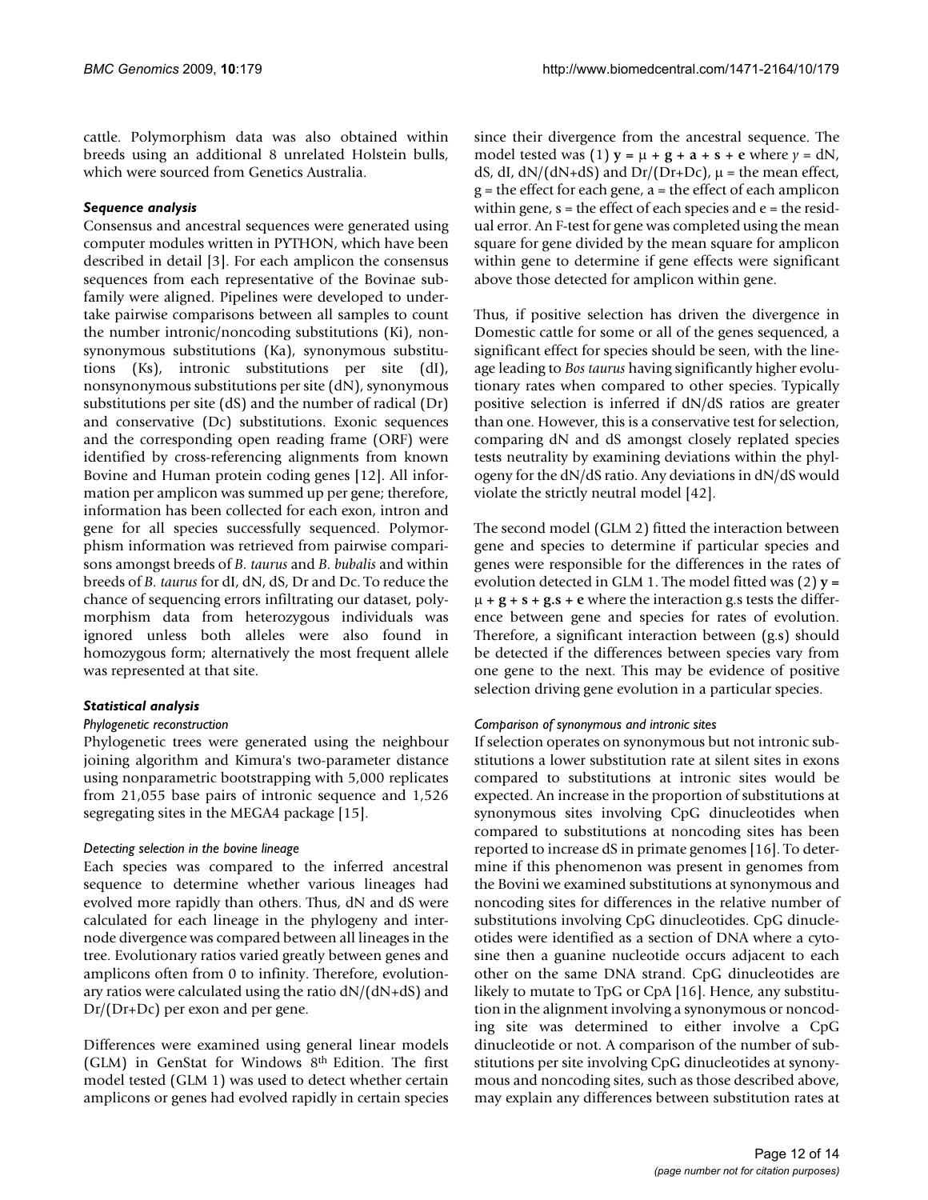cattle. Polymorphism data was also obtained within breeds using an additional 8 unrelated Holstein bulls, which were sourced from Genetics Australia.

### *Sequence analysis*

Consensus and ancestral sequences were generated using computer modules written in PYTHON, which have been described in detail [3]. For each amplicon the consensus sequences from each representative of the Bovinae subfamily were aligned. Pipelines were developed to undertake pairwise comparisons between all samples to count the number intronic/noncoding substitutions (Ki), nonsynonymous substitutions (Ka), synonymous substitutions (Ks), intronic substitutions per site (dI), nonsynonymous substitutions per site (dN), synonymous substitutions per site (dS) and the number of radical (Dr) and conservative (Dc) substitutions. Exonic sequences and the corresponding open reading frame (ORF) were identified by cross-referencing alignments from known Bovine and Human protein coding genes [12]. All information per amplicon was summed up per gene; therefore, information has been collected for each exon, intron and gene for all species successfully sequenced. Polymorphism information was retrieved from pairwise comparisons amongst breeds of *B. taurus* and *B. bubalis* and within breeds of *B. taurus* for dI, dN, dS, Dr and Dc. To reduce the chance of sequencing errors infiltrating our dataset, polymorphism data from heterozygous individuals was ignored unless both alleles were also found in homozygous form; alternatively the most frequent allele was represented at that site.

### *Statistical analysis*

#### *Phylogenetic reconstruction*

Phylogenetic trees were generated using the neighbour joining algorithm and Kimura's two-parameter distance using nonparametric bootstrapping with 5,000 replicates from 21,055 base pairs of intronic sequence and 1,526 segregating sites in the MEGA4 package [15].

#### *Detecting selection in the bovine lineage*

Each species was compared to the inferred ancestral sequence to determine whether various lineages had evolved more rapidly than others. Thus, dN and dS were calculated for each lineage in the phylogeny and internode divergence was compared between all lineages in the tree. Evolutionary ratios varied greatly between genes and amplicons often from 0 to infinity. Therefore, evolutionary ratios were calculated using the ratio dN/(dN+dS) and Dr/(Dr+Dc) per exon and per gene.

Differences were examined using general linear models (GLM) in GenStat for Windows 8[th] Edition. The first model tested (GLM 1) was used to detect whether certain amplicons or genes had evolved rapidly in certain species since their divergence from the ancestral sequence. The model tested was (1) $\mathbf{y} = \mu + \mathbf{g} + \mathbf{a} + \mathbf{s} + \mathbf{e}$ where $y$ = dN, dS, dI, dN/(dN+dS) and Dr/(Dr+Dc), $\mu$ = the mean effect, g = the effect for each gene, a = the effect of each amplicon within gene, s = the effect of each species and e = the residual error. An F-test for gene was completed using the mean square for gene divided by the mean square for amplicon within gene to determine if gene effects were significant above those detected for amplicon within gene.

Thus, if positive selection has driven the divergence in Domestic cattle for some or all of the genes sequenced, a significant effect for species should be seen, with the lineage leading to *Bos taurus* having significantly higher evolutionary rates when compared to other species. Typically positive selection is inferred if dN/dS ratios are greater than one. However, this is a conservative test for selection, comparing dN and dS amongst closely replated species tests neutrality by examining deviations within the phylogeny for the dN/dS ratio. Any deviations in dN/dS would violate the strictly neutral model [42].

The second model (GLM 2) fitted the interaction between gene and species to determine if particular species and genes were responsible for the differences in the rates of evolution detected in GLM 1. The model fitted was (2) $\mathbf{y} = \mu + \mathbf{g} + \mathbf{s} + \mathbf{g.s} + \mathbf{e}$ where the interaction g.s tests the difference between gene and species for rates of evolution. Therefore, a significant interaction between (g.s) should be detected if the differences between species vary from one gene to the next. This may be evidence of positive selection driving gene evolution in a particular species.

#### *Comparison of synonymous and intronic sites*

If selection operates on synonymous but not intronic substitutions a lower substitution rate at silent sites in exons compared to substitutions at intronic sites would be expected. An increase in the proportion of substitutions at synonymous sites involving CpG dinucleotides when compared to substitutions at noncoding sites has been reported to increase dS in primate genomes [16]. To determine if this phenomenon was present in genomes from the Bovini we examined substitutions at synonymous and noncoding sites for differences in the relative number of substitutions involving CpG dinucleotides. CpG dinucleotides were identified as a section of DNA where a cytosine then a guanine nucleotide occurs adjacent to each other on the same DNA strand. CpG dinucleotides are likely to mutate to TpG or CpA [16]. Hence, any substitution in the alignment involving a synonymous or noncoding site was determined to either involve a CpG dinucleotide or not. A comparison of the number of substitutions per site involving CpG dinucleotides at synonymous and noncoding sites, such as those described above, may explain any differences between substitution rates at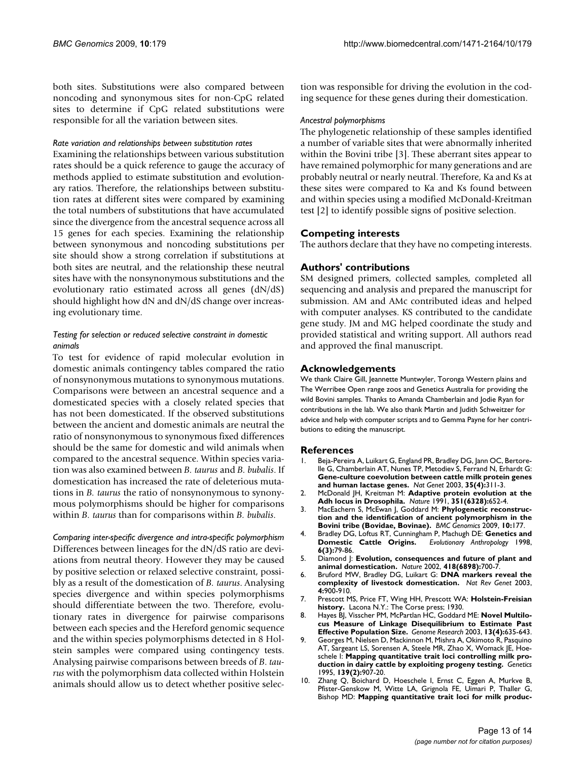both sites. Substitutions were also compared between noncoding and synonymous sites for non-CpG related sites to determine if CpG related substitutions were responsible for all the variation between sites.

#### *Rate variation and relationships between substitution rates*

Examining the relationships between various substitution rates should be a quick reference to gauge the accuracy of methods applied to estimate substitution and evolutionary ratios. Therefore, the relationships between substitution rates at different sites were compared by examining the total numbers of substitutions that have accumulated since the divergence from the ancestral sequence across all 15 genes for each species. Examining the relationship between synonymous and noncoding substitutions per site should show a strong correlation if substitutions at both sites are neutral, and the relationship these neutral sites have with the nonsynonymous substitutions and the evolutionary ratio estimated across all genes (dN/dS) should highlight how dN and dN/dS change over increasing evolutionary time.

#### *Testing for selection or reduced selective constraint in domestic animals*

To test for evidence of rapid molecular evolution in domestic animals contingency tables compared the ratio of nonsynonymous mutations to synonymous mutations. Comparisons were between an ancestral sequence and a domesticated species with a closely related species that has not been domesticated. If the observed substitutions between the ancient and domestic animals are neutral the ratio of nonsynonymous to synonymous fixed differences should be the same for domestic and wild animals when compared to the ancestral sequence. Within species variation was also examined between *B. taurus* and *B. bubalis*. If domestication has increased the rate of deleterious mutations in *B. taurus* the ratio of nonsynonymous to synonymous polymorphisms should be higher for comparisons within *B. taurus* than for comparisons within *B. bubalis*.

#### *Comparing inter-specific divergence and intra-specific polymorphism*

Differences between lineages for the dN/dS ratio are deviations from neutral theory. However they may be caused by positive selection or relaxed selective constraint, possibly as a result of the domestication of *B. taurus*. Analysing species divergence and within species polymorphisms should differentiate between the two. Therefore, evolutionary rates in divergence for pairwise comparisons between each species and the Hereford genomic sequence and the within species polymorphisms detected in 8 Holstein samples were compared using contingency tests. Analysing pairwise comparisons between breeds of *B. taurus* with the polymorphism data collected within Holstein animals should allow us to detect whether positive selection was responsible for driving the evolution in the coding sequence for these genes during their domestication.

#### *Ancestral polymorphisms*

The phylogenetic relationship of these samples identified a number of variable sites that were abnormally inherited within the Bovini tribe [3]. These aberrant sites appear to have remained polymorphic for many generations and are probably neutral or nearly neutral. Therefore, Ka and Ks at these sites were compared to Ka and Ks found between and within species using a modified McDonald-Kreitman test [2] to identify possible signs of positive selection.

## Competing interests

The authors declare that they have no competing interests.

## Authors' contributions

SM designed primers, collected samples, completed all sequencing and analysis and prepared the manuscript for submission. AM and AMc contributed ideas and helped with computer analyses. KS contributed to the candidate gene study. JM and MG helped coordinate the study and provided statistical and writing support. All authors read and approved the final manuscript.

## Acknowledgements

We thank Claire Gill, Jeannette Muntwyler, Toronga Western plains and The Werribee Open range zoos and Genetics Australia for providing the wild Bovini samples. Thanks to Amanda Chamberlain and Jodie Ryan for contributions in the lab. We also thank Martin and Judith Schweitzer for advice and help with computer scripts and to Gemma Payne for her contributions to editing the manuscript.

## References

1. Beja-Pereira A, Luikart G, England PR, Bradley DG, Jann OC, Bertorelle G, Chamberlain AT, Nunes TP, Metodiev S, Ferrand N, Erhardt G: **Gene-culture coevolution between cattle milk protein genes and human lactase genes.** *Nat Genet* 2003, **35(4):**311-3.
2. McDonald JH, Kreitman M: **Adaptive protein evolution at the Adh locus in Drosophila.** *Nature* 1991, **351(6328):**652-4.
3. MacEachern S, McEwan J, Goddard M: **Phylogenetic reconstruction and the identification of ancient polymorphism in the Bovini tribe (Bovidae, Bovinae).** *BMC Genomics* 2009, **10:**177.
4. Bradley DG, Loftus RT, Cunningham P, Machugh DE: **Genetics and Domestic Cattle Origins.** *Evolutionary Anthropology* 1998, **6(3):**79-86.
5. Diamond J: **Evolution, consequences and future of plant and animal domestication.** *Nature* 2002, **418(6898):**700-7.
6. Bruford MW, Bradley DG, Luikart G: **DNA markers reveal the complexity of livestock domestication.** *Nat Rev Genet* 2003, **4:**900-910.
7. Prescott MS, Price FT, Wing HH, Prescott WA: **Holstein-Freisian history.** Lacona N.Y.: The Corse press; 1930.
8. Hayes BJ, Visscher PM, McPartlan HC, Goddard ME: **Novel Multilocus Measure of Linkage Disequilibrium to Estimate Past Effective Population Size.** *Genome Research* 2003, **13(4):**635-643.
9. Georges M, Nielsen D, Mackinnon M, Mishra A, Okimoto R, Pasquino AT, Sargeant LS, Sorensen A, Steele MR, Zhao X, Womack JE, Hoeschele I: **Mapping quantitative trait loci controlling milk production in dairy cattle by exploiting progeny testing.** *Genetics* 1995, **139(2):**907-20.
10. Zhang Q, Boichard D, Hoeschele I, Ernst C, Eggen A, Murkve B, Pfister-Genskow M, Witte LA, Grignola FE, Uimari P, Thaller G, Bishop MD: **Mapping quantitative trait loci for milk produc-**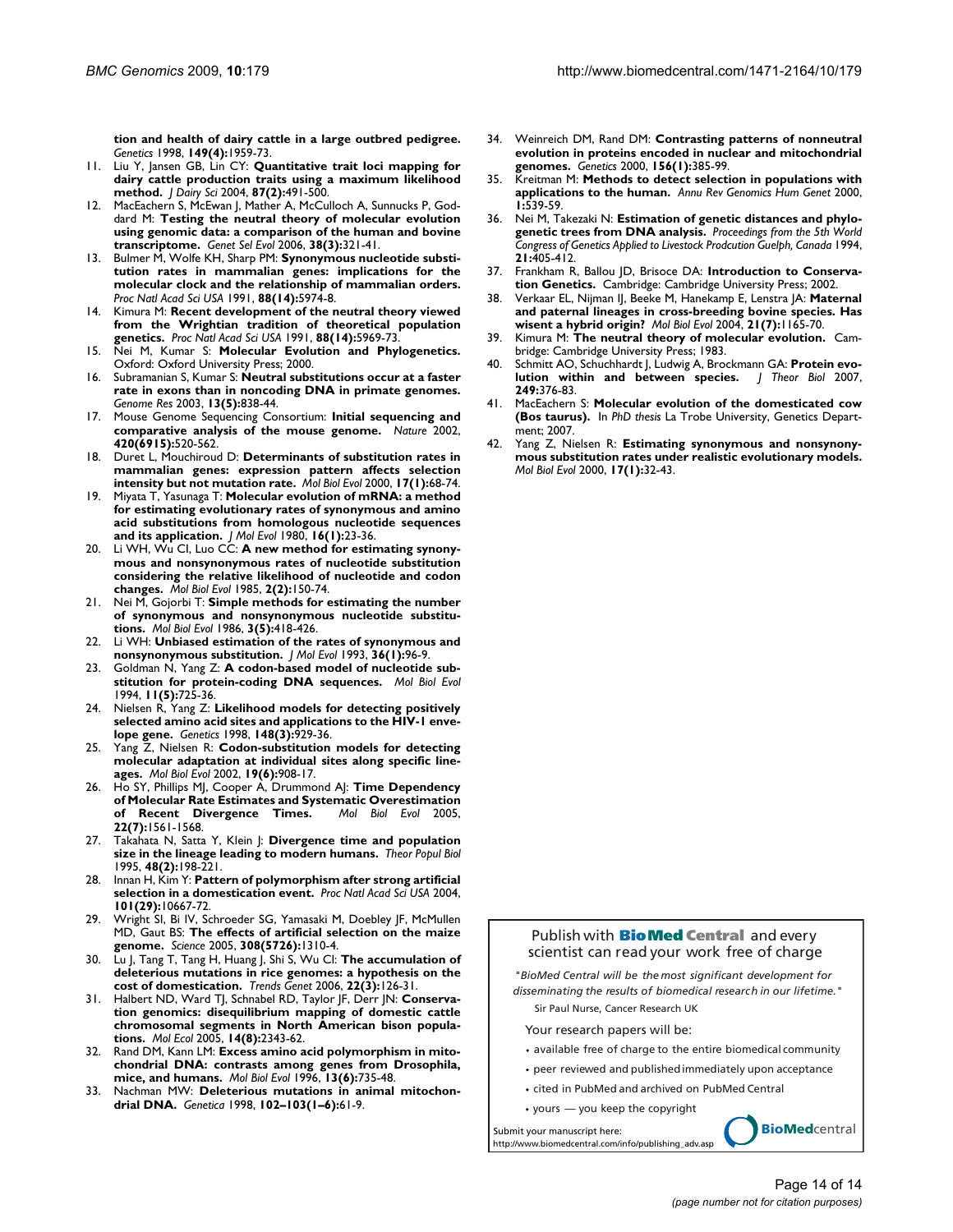tion and health of dairy cattle in a large outbred pedigree. *Genetics* 1998, **149(4)**:1959-73.

11. Liu Y, Jansen GB, Lin CY: **Quantitative trait loci mapping for dairy cattle production traits using a maximum likelihood method.** *J Dairy Sci* 2004, **87(2)**:491-500.
12. MacEachern S, McEwan J, Mather A, McCulloch A, Sunnucks P, Goddard M: **Testing the neutral theory of molecular evolution using genomic data: a comparison of the human and bovine transcriptome.** *Genet Sel Evol* 2006, **38(3)**:321-41.
13. Bulmer M, Wolfe KH, Sharp PM: **Synonymous nucleotide substitution rates in mammalian genes: implications for the molecular clock and the relationship of mammalian orders.** *Proc Natl Acad Sci USA* 1991, **88(14)**:5974-8.
14. Kimura M: **Recent development of the neutral theory viewed from the Wrightian tradition of theoretical population genetics.** *Proc Natl Acad Sci USA* 1991, **88(14)**:5969-73.
15. Nei M, Kumar S: **Molecular Evolution and Phylogenetics.** Oxford: Oxford University Press; 2000.
16. Subramanian S, Kumar S: **Neutral substitutions occur at a faster rate in exons than in noncoding DNA in primate genomes.** *Genome Res* 2003, **13(5)**:838-44.
17. Mouse Genome Sequencing Consortium: **Initial sequencing and comparative analysis of the mouse genome.** *Nature* 2002, **420(6915)**:520-562.
18. Duret L, Mouchiroud D: **Determinants of substitution rates in mammalian genes: expression pattern affects selection intensity but not mutation rate.** *Mol Biol Evol* 2000, **17(1)**:68-74.
19. Miyata T, Yasunaga T: **Molecular evolution of mRNA: a method for estimating evolutionary rates of synonymous and amino acid substitutions from homologous nucleotide sequences and its application.** *J Mol Evol* 1980, **16(1)**:23-36.
20. Li WH, Wu CI, Luo CC: **A new method for estimating synonymous and nonsynonymous rates of nucleotide substitution considering the relative likelihood of nucleotide and codon changes.** *Mol Biol Evol* 1985, **2(2)**:150-74.
21. Nei M, Gojorbi T: **Simple methods for estimating the number of synonymous and nonsynonymous nucleotide substitutions.** *Mol Biol Evol* 1986, **3(5)**:418-426.
22. Li WH: **Unbiased estimation of the rates of synonymous and nonsynonymous substitution.** *J Mol Evol* 1993, **36(1)**:96-9.
23. Goldman N, Yang Z: **A codon-based model of nucleotide substitution for protein-coding DNA sequences.** *Mol Biol Evol* 1994, **11(5)**:725-36.
24. Nielsen R, Yang Z: **Likelihood models for detecting positively selected amino acid sites and applications to the HIV-1 envelope gene.** *Genetics* 1998, **148(3)**:929-36.
25. Yang Z, Nielsen R: **Codon-substitution models for detecting molecular adaptation at individual sites along specific lineages.** *Mol Biol Evol* 2002, **19(6)**:908-17.
26. Ho SY, Phillips MJ, Cooper A, Drummond AJ: **Time Dependency of Molecular Rate Estimates and Systematic Overestimation of Recent Divergence Times.** *Mol Biol Evol* 2005, **22(7)**:1561-1568.
27. Takahata N, Satta Y, Klein J: **Divergence time and population size in the lineage leading to modern humans.** *Theor Popul Biol* 1995, **48(2)**:198-221.
28. Innan H, Kim Y: **Pattern of polymorphism after strong artificial selection in a domestication event.** *Proc Natl Acad Sci USA* 2004, **101(29)**:10667-72.
29. Wright SI, Bi IV, Schroeder SG, Yamasaki M, Doebley JF, McMullen MD, Gaut BS: **The effects of artificial selection on the maize genome.** *Science* 2005, **308(5726)**:1310-4.
30. Lu J, Tang T, Tang H, Huang J, Shi S, Wu CI: **The accumulation of deleterious mutations in rice genomes: a hypothesis on the cost of domestication.** *Trends Genet* 2006, **22(3)**:126-31.
31. Halbert ND, Ward TJ, Schnabel RD, Taylor JF, Derr JN: **Conservation genomics: disequilibrium mapping of domestic cattle chromosomal segments in North American bison populations.** *Mol Ecol* 2005, **14(8)**:2343-62.
32. Rand DM, Kann LM: **Excess amino acid polymorphism in mitochondrial DNA: contrasts among genes from Drosophila, mice, and humans.** *Mol Biol Evol* 1996, **13(6)**:735-48.
33. Nachman MW: **Deleterious mutations in animal mitochondrial DNA.** *Genetica* 1998, **102–103(1–6)**:61-9.
34. Weinreich DM, Rand DM: **Contrasting patterns of nonneutral evolution in proteins encoded in nuclear and mitochondrial genomes.** *Genetics* 2000, **156(1)**:385-99.
35. Kreitman M: **Methods to detect selection in populations with applications to the human.** *Annu Rev Genomics Hum Genet* 2000, **1**:539-59.
36. Nei M, Takezaki N: **Estimation of genetic distances and phylogenetic trees from DNA analysis.** *Proceedings from the 5th World Congress of Genetics Applied to Livestock Prodcution Guelph, Canada* 1994, **21**:405-412.
37. Frankham R, Ballou JD, Brisoce DA: **Introduction to Conservation Genetics.** Cambridge: Cambridge University Press; 2002.
38. Verkaar EL, Nijman IJ, Beeke M, Hanekamp E, Lenstra JA: **Maternal and paternal lineages in cross-breeding bovine species. Has wisent a hybrid origin?** *Mol Biol Evol* 2004, **21(7)**:1165-70.
39. Kimura M: **The neutral theory of molecular evolution.** Cambridge: Cambridge University Press; 1983.
40. Schmitt AO, Schuchhardt J, Ludwig A, Brockmann GA: **Protein evolution within and between species.** *J Theor Biol* 2007, **249**:376-83.
41. MacEachern S: **Molecular evolution of the domesticated cow (Bos taurus).** In *PhD thesis* La Trobe University, Genetics Department; 2007.
42. Yang Z, Nielsen R: **Estimating synonymous and nonsynonymous substitution rates under realistic evolutionary models.** *Mol Biol Evol* 2000, **17(1)**:32-43.

Publish with **BioMed Central** and every scientist can read your work free of charge

*"BioMed Central will be the most significant development for disseminating the results of biomedical research in our lifetime."*
Sir Paul Nurse, Cancer Research UK

Your research papers will be:

- available free of charge to the entire biomedical community
- peer reviewed and published immediately upon acceptance
- cited in PubMed and archived on PubMed Central
- yours — you keep the copyright

Submit your manuscript here:
http://www.biomedcentral.com/info/publishing_adv.asp

BioMedcentral